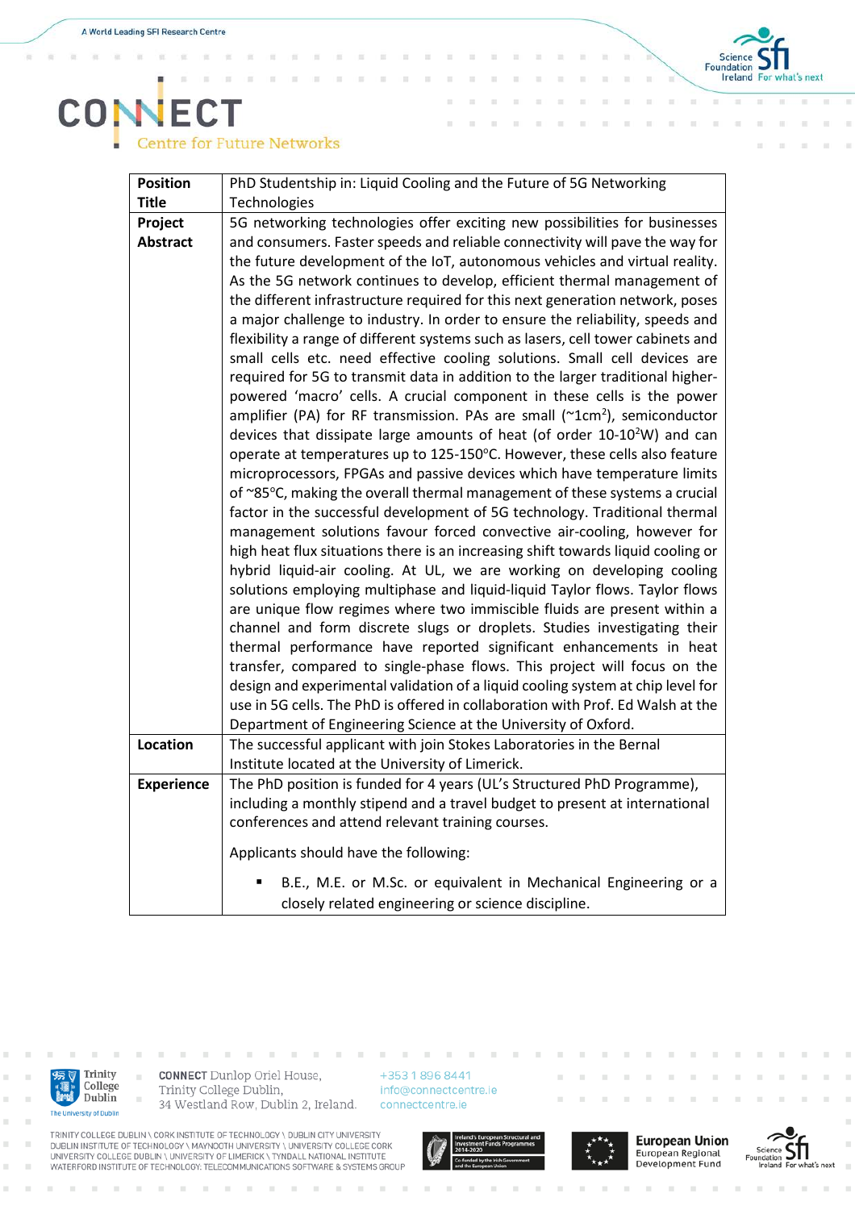| Position Title | PhD Studentship in: Liquid Cooling and the Future of 5G Networking Technologies |
|---|---|
| Project Abstract | 5G networking technologies offer exciting new possibilities for businesses and consumers. Faster speeds and reliable connectivity will pave the way for the future development of the IoT, autonomous vehicles and virtual reality. As the 5G network continues to develop, efficient thermal management of the different infrastructure required for this next generation network, poses a major challenge to industry. In order to ensure the reliability, speeds and flexibility a range of different systems such as lasers, cell tower cabinets and small cells etc. need effective cooling solutions. Small cell devices are required for 5G to transmit data in addition to the larger traditional higher-powered 'macro' cells. A crucial component in these cells is the power amplifier (PA) for RF transmission. PAs are small (~1cm$^2$), semiconductor devices that dissipate large amounts of heat (of order 10-10$^2$W) and can operate at temperatures up to 125-150°C. However, these cells also feature microprocessors, FPGAs and passive devices which have temperature limits of ~85°C, making the overall thermal management of these systems a crucial factor in the successful development of 5G technology. Traditional thermal management solutions favour forced convective air-cooling, however for high heat flux situations there is an increasing shift towards liquid cooling or hybrid liquid-air cooling. At UL, we are working on developing cooling solutions employing multiphase and liquid-liquid Taylor flows. Taylor flows are unique flow regimes where two immiscible fluids are present within a channel and form discrete slugs or droplets. Studies investigating their thermal performance have reported significant enhancements in heat transfer, compared to single-phase flows. This project will focus on the design and experimental validation of a liquid cooling system at chip level for use in 5G cells. The PhD is offered in collaboration with Prof. Ed Walsh at the Department of Engineering Science at the University of Oxford. |
| Location | The successful applicant with join Stokes Laboratories in the Bernal Institute located at the University of Limerick. |
| Experience | The PhD position is funded for 4 years (UL's Structured PhD Programme), including a monthly stipend and a travel budget to present at international conferences and attend relevant training courses.<br><br>Applicants should have the following:<br><br>▪ B.E., M.E. or M.Sc. or equivalent in Mechanical Engineering or a closely related engineering or science discipline. |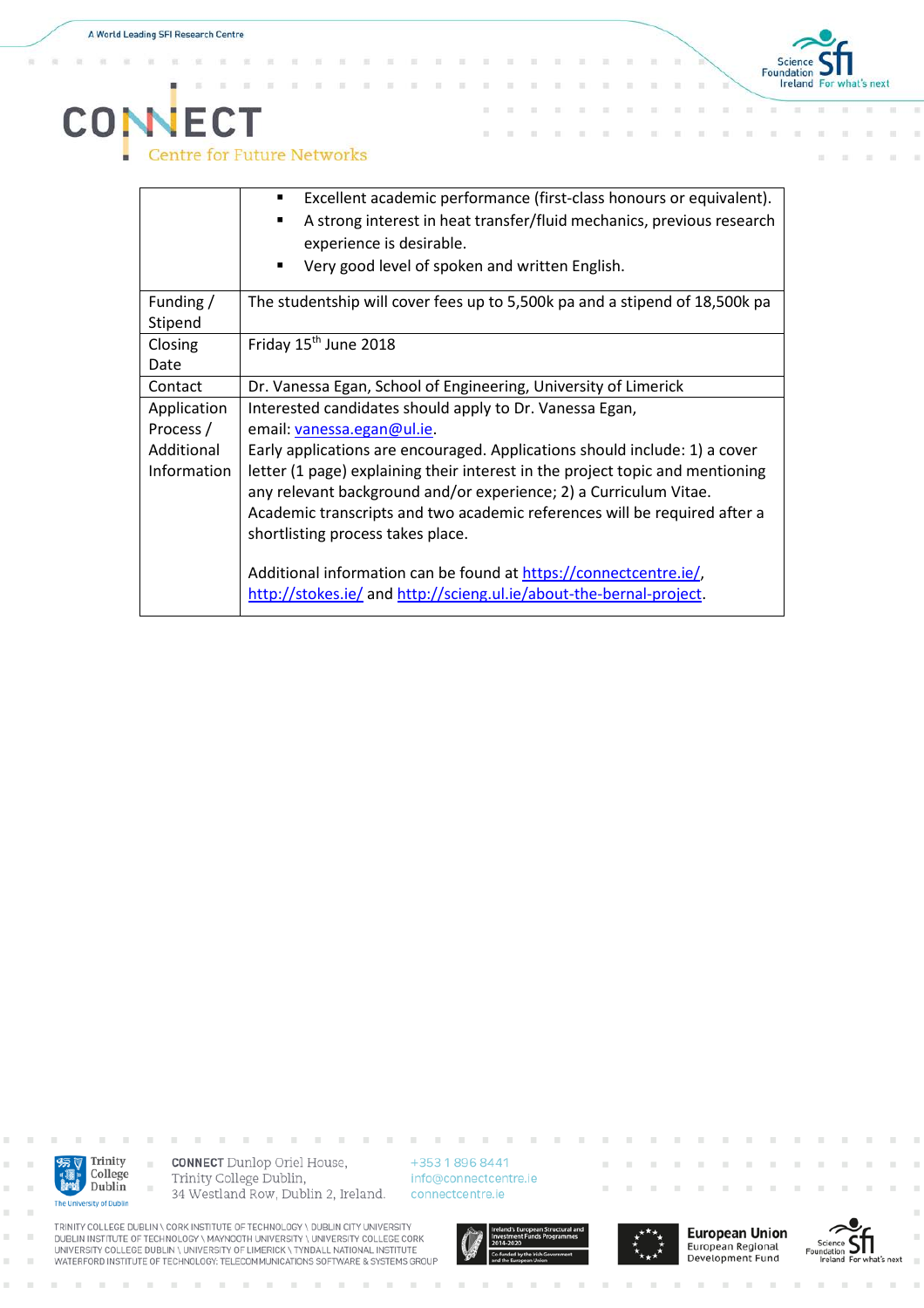| | |
|---|---|
| | ▪ Excellent academic performance (first-class honours or equivalent).<br>▪ A strong interest in heat transfer/fluid mechanics, previous research experience is desirable.<br>▪ Very good level of spoken and written English. |
| Funding / Stipend | The studentship will cover fees up to 5,500k pa and a stipend of 18,500k pa |
| Closing Date | Friday 15th June 2018 |
| Contact | Dr. Vanessa Egan, School of Engineering, University of Limerick |
| Application Process / Additional Information | Interested candidates should apply to Dr. Vanessa Egan, email: vanessa.egan@ul.ie.<br>Early applications are encouraged. Applications should include: 1) a cover letter (1 page) explaining their interest in the project topic and mentioning any relevant background and/or experience; 2) a Curriculum Vitae. Academic transcripts and two academic references will be required after a shortlisting process takes place.<br><br>Additional information can be found at https://connectcentre.ie/, http://stokes.ie/ and http://scieng.ul.ie/about-the-bernal-project. |